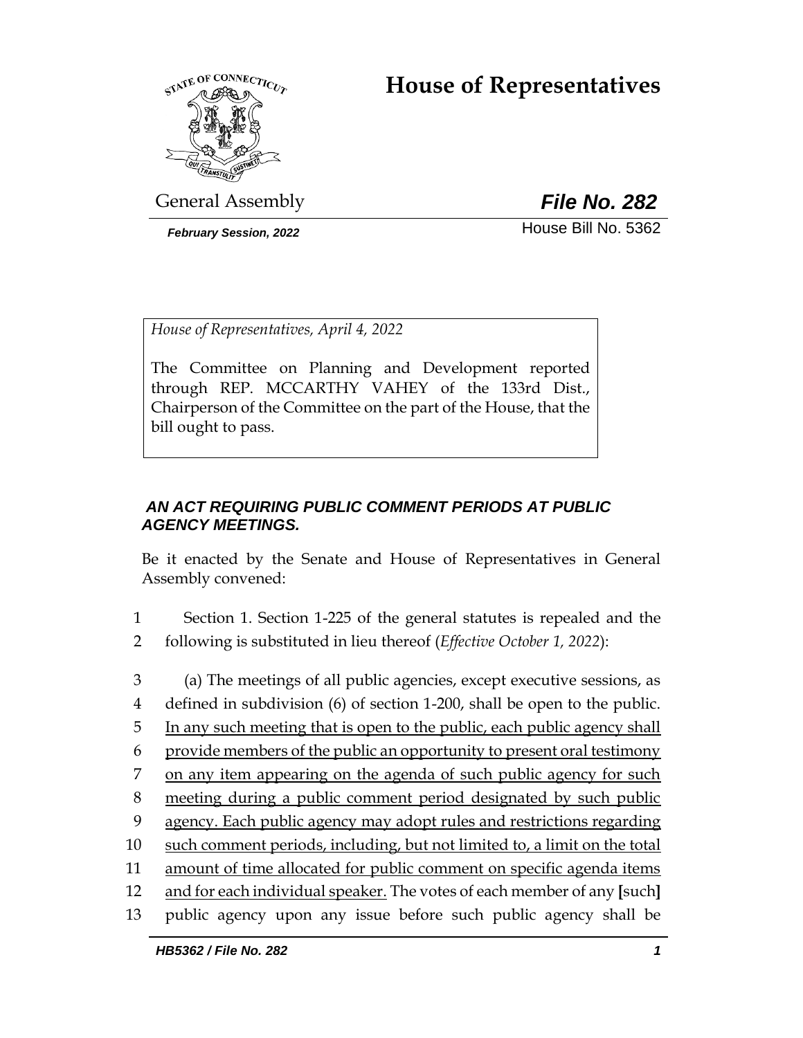# House of Representatives

General Assembly

***File No. 282***

***February Session, 2022***

House Bill No. 5362

*House of Representatives, April 4, 2022*

The Committee on Planning and Development reported through REP. MCCARTHY VAHEY of the 133rd Dist., Chairperson of the Committee on the part of the House, that the bill ought to pass.

***AN ACT REQUIRING PUBLIC COMMENT PERIODS AT PUBLIC AGENCY MEETINGS.***

Be it enacted by the Senate and House of Representatives in General Assembly convened:

1 Section 1. Section 1-225 of the general statutes is repealed and the
2 following is substituted in lieu thereof (*Effective October 1, 2022*):

3 (a) The meetings of all public agencies, except executive sessions, as
4 defined in subdivision (6) of section 1-200, shall be open to the public.
5 <u>In any such meeting that is open to the public, each public agency shall</u>
6 <u>provide members of the public an opportunity to present oral testimony</u>
7 <u>on any item appearing on the agenda of such public agency for such</u>
8 <u>meeting during a public comment period designated by such public</u>
9 <u>agency. Each public agency may adopt rules and restrictions regarding</u>
10 <u>such comment periods, including, but not limited to, a limit on the total</u>
11 <u>amount of time allocated for public comment on specific agenda items</u>
12 <u>and for each individual speaker.</u> The votes of each member of any **[**such**]**
13 public agency upon any issue before such public agency shall be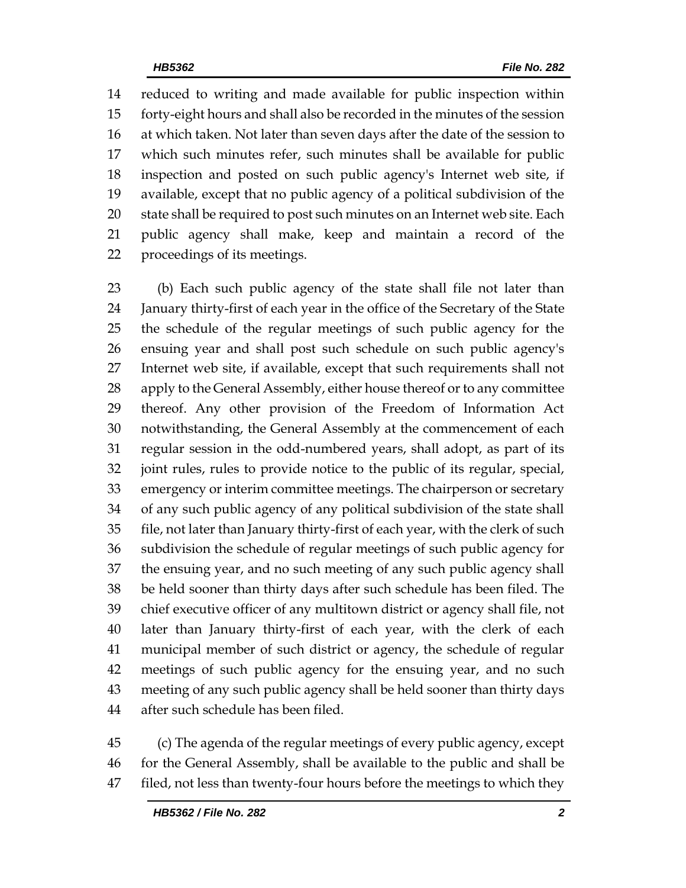reduced to writing and made available for public inspection within forty-eight hours and shall also be recorded in the minutes of the session at which taken. Not later than seven days after the date of the session to which such minutes refer, such minutes shall be available for public inspection and posted on such public agency's Internet web site, if available, except that no public agency of a political subdivision of the state shall be required to post such minutes on an Internet web site. Each public agency shall make, keep and maintain a record of the proceedings of its meetings.

(b) Each such public agency of the state shall file not later than January thirty-first of each year in the office of the Secretary of the State the schedule of the regular meetings of such public agency for the ensuing year and shall post such schedule on such public agency's Internet web site, if available, except that such requirements shall not apply to the General Assembly, either house thereof or to any committee thereof. Any other provision of the Freedom of Information Act notwithstanding, the General Assembly at the commencement of each regular session in the odd-numbered years, shall adopt, as part of its joint rules, rules to provide notice to the public of its regular, special, emergency or interim committee meetings. The chairperson or secretary of any such public agency of any political subdivision of the state shall file, not later than January thirty-first of each year, with the clerk of such subdivision the schedule of regular meetings of such public agency for the ensuing year, and no such meeting of any such public agency shall be held sooner than thirty days after such schedule has been filed. The chief executive officer of any multitown district or agency shall file, not later than January thirty-first of each year, with the clerk of each municipal member of such district or agency, the schedule of regular meetings of such public agency for the ensuing year, and no such meeting of any such public agency shall be held sooner than thirty days after such schedule has been filed.

(c) The agenda of the regular meetings of every public agency, except for the General Assembly, shall be available to the public and shall be filed, not less than twenty-four hours before the meetings to which they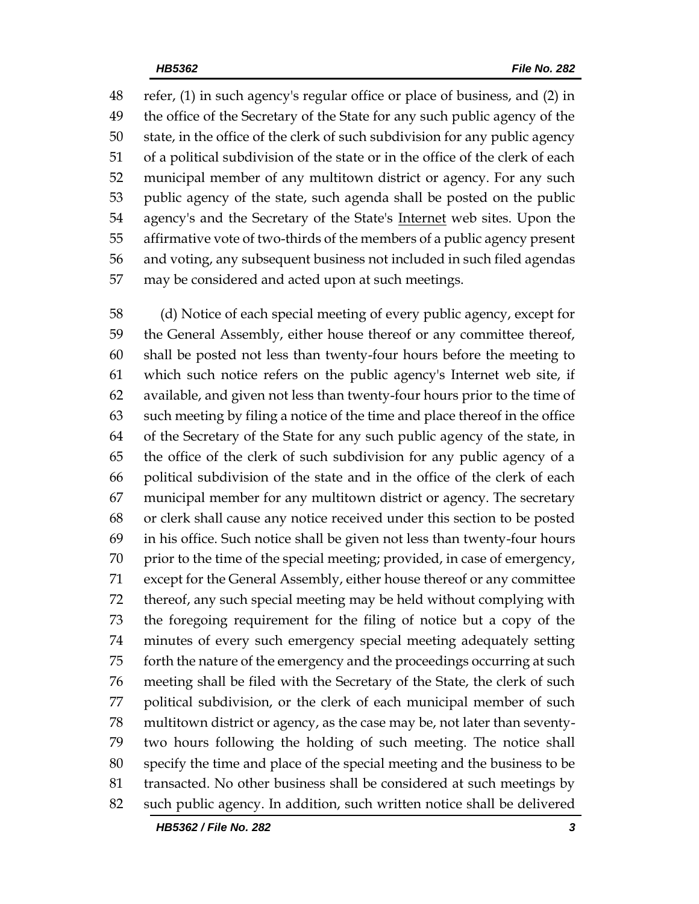refer, (1) in such agency's regular office or place of business, and (2) in the office of the Secretary of the State for any such public agency of the state, in the office of the clerk of such subdivision for any public agency of a political subdivision of the state or in the office of the clerk of each municipal member of any multitown district or agency. For any such public agency of the state, such agenda shall be posted on the public agency's and the Secretary of the State's Internet web sites. Upon the affirmative vote of two-thirds of the members of a public agency present and voting, any subsequent business not included in such filed agendas may be considered and acted upon at such meetings.

(d) Notice of each special meeting of every public agency, except for the General Assembly, either house thereof or any committee thereof, shall be posted not less than twenty-four hours before the meeting to which such notice refers on the public agency's Internet web site, if available, and given not less than twenty-four hours prior to the time of such meeting by filing a notice of the time and place thereof in the office of the Secretary of the State for any such public agency of the state, in the office of the clerk of such subdivision for any public agency of a political subdivision of the state and in the office of the clerk of each municipal member for any multitown district or agency. The secretary or clerk shall cause any notice received under this section to be posted in his office. Such notice shall be given not less than twenty-four hours prior to the time of the special meeting; provided, in case of emergency, except for the General Assembly, either house thereof or any committee thereof, any such special meeting may be held without complying with the foregoing requirement for the filing of notice but a copy of the minutes of every such emergency special meeting adequately setting forth the nature of the emergency and the proceedings occurring at such meeting shall be filed with the Secretary of the State, the clerk of such political subdivision, or the clerk of each municipal member of such multitown district or agency, as the case may be, not later than seventy-two hours following the holding of such meeting. The notice shall specify the time and place of the special meeting and the business to be transacted. No other business shall be considered at such meetings by such public agency. In addition, such written notice shall be delivered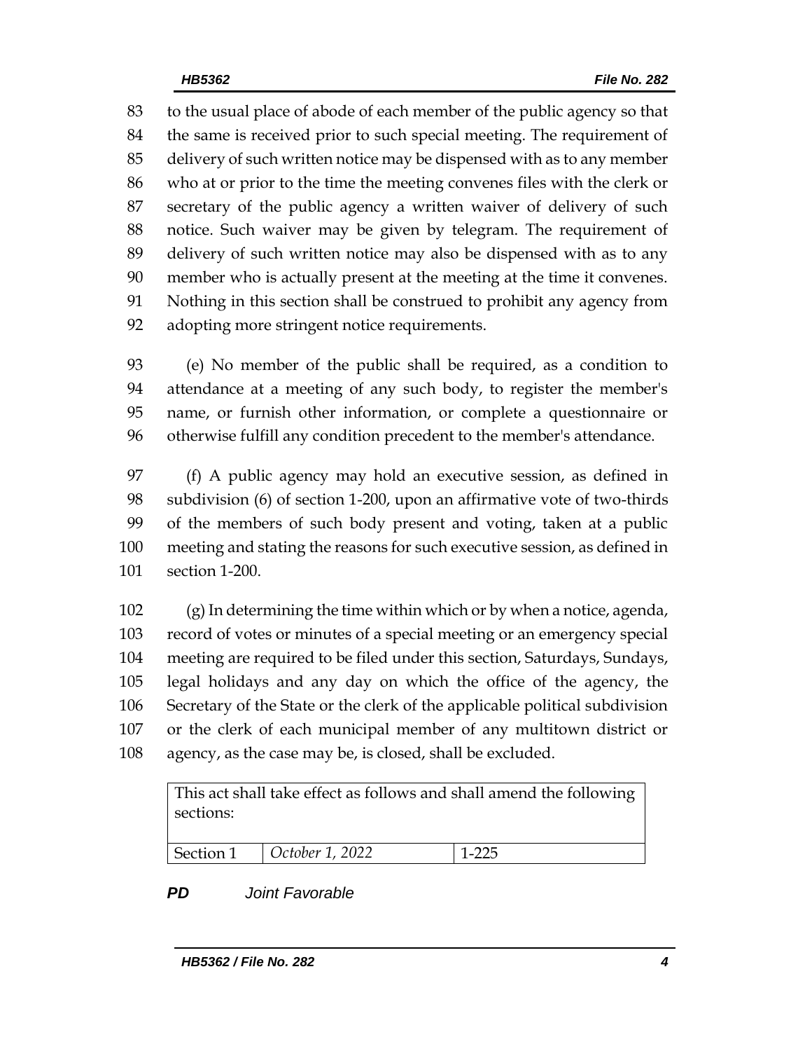to the usual place of abode of each member of the public agency so that the same is received prior to such special meeting. The requirement of delivery of such written notice may be dispensed with as to any member who at or prior to the time the meeting convenes files with the clerk or secretary of the public agency a written waiver of delivery of such notice. Such waiver may be given by telegram. The requirement of delivery of such written notice may also be dispensed with as to any member who is actually present at the meeting at the time it convenes. Nothing in this section shall be construed to prohibit any agency from adopting more stringent notice requirements.

(e) No member of the public shall be required, as a condition to attendance at a meeting of any such body, to register the member's name, or furnish other information, or complete a questionnaire or otherwise fulfill any condition precedent to the member's attendance.

(f) A public agency may hold an executive session, as defined in subdivision (6) of section 1-200, upon an affirmative vote of two-thirds of the members of such body present and voting, taken at a public meeting and stating the reasons for such executive session, as defined in section 1-200.

(g) In determining the time within which or by when a notice, agenda, record of votes or minutes of a special meeting or an emergency special meeting are required to be filed under this section, Saturdays, Sundays, legal holidays and any day on which the office of the agency, the Secretary of the State or the clerk of the applicable political subdivision or the clerk of each municipal member of any multitown district or agency, as the case may be, is closed, shall be excluded.

| This act shall take effect as follows and shall amend the following sections: | | |
|---|---|---|
| Section 1 | *October 1, 2022* | 1-225 |

***PD*** *Joint Favorable*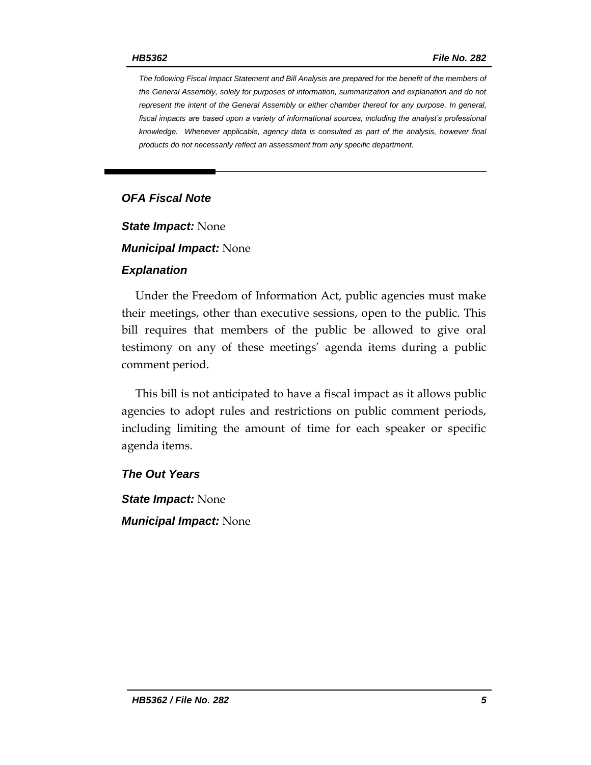*The following Fiscal Impact Statement and Bill Analysis are prepared for the benefit of the members of the General Assembly, solely for purposes of information, summarization and explanation and do not represent the intent of the General Assembly or either chamber thereof for any purpose. In general, fiscal impacts are based upon a variety of informational sources, including the analyst's professional knowledge. Whenever applicable, agency data is consulted as part of the analysis, however final products do not necessarily reflect an assessment from any specific department.*

## *OFA Fiscal Note*

***State Impact:*** None

***Municipal Impact:*** None

### *Explanation*

Under the Freedom of Information Act, public agencies must make their meetings, other than executive sessions, open to the public. This bill requires that members of the public be allowed to give oral testimony on any of these meetings' agenda items during a public comment period.

This bill is not anticipated to have a fiscal impact as it allows public agencies to adopt rules and restrictions on public comment periods, including limiting the amount of time for each speaker or specific agenda items.

### *The Out Years*

***State Impact:*** None

***Municipal Impact:*** None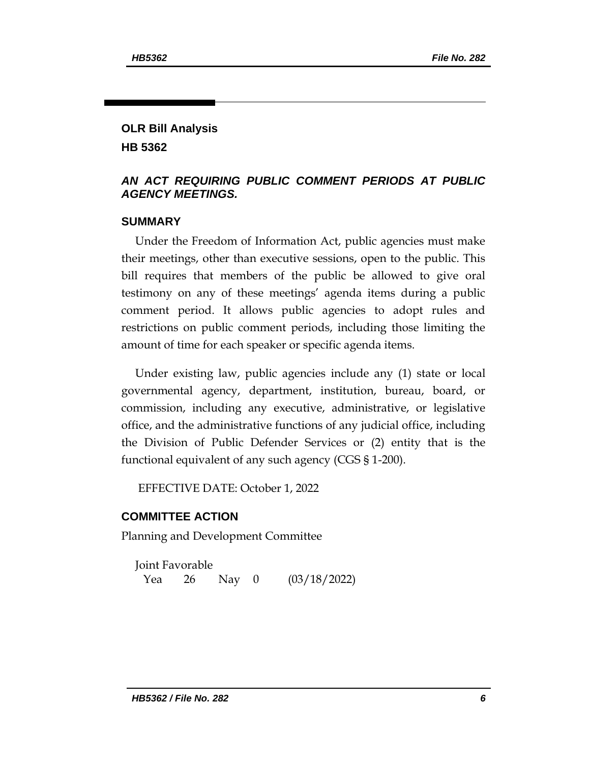# OLR Bill Analysis

## HB 5362

### *AN ACT REQUIRING PUBLIC COMMENT PERIODS AT PUBLIC AGENCY MEETINGS.*

## SUMMARY

Under the Freedom of Information Act, public agencies must make their meetings, other than executive sessions, open to the public. This bill requires that members of the public be allowed to give oral testimony on any of these meetings' agenda items during a public comment period. It allows public agencies to adopt rules and restrictions on public comment periods, including those limiting the amount of time for each speaker or specific agenda items.

Under existing law, public agencies include any (1) state or local governmental agency, department, institution, bureau, board, or commission, including any executive, administrative, or legislative office, and the administrative functions of any judicial office, including the Division of Public Defender Services or (2) entity that is the functional equivalent of any such agency (CGS § 1-200).

EFFECTIVE DATE: October 1, 2022

## COMMITTEE ACTION

Planning and Development Committee

Joint Favorable

| | | | | |
|---|---|---|---|---|
| Yea | 26 | Nay | 0 | (03/18/2022) |